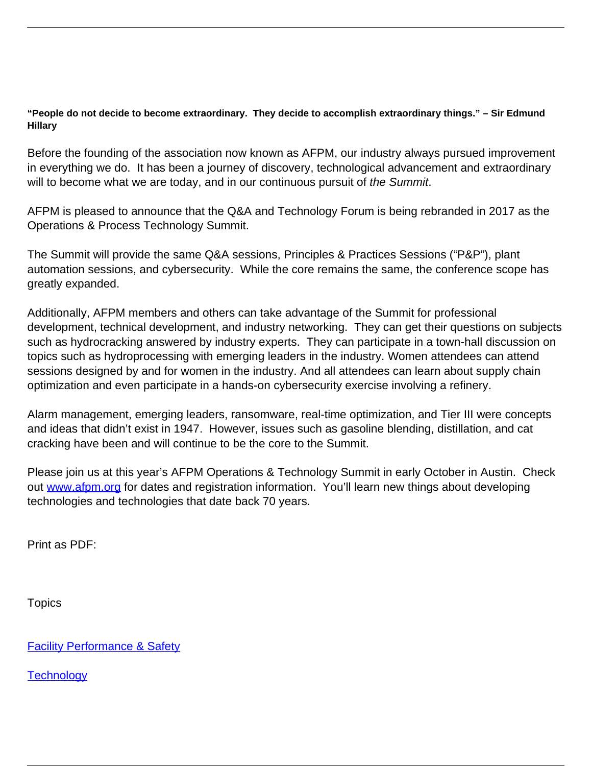**“People do not decide to become extraordinary. They decide to accomplish extraordinary things.” – Sir Edmund Hillary**

Before the founding of the association now known as AFPM, our industry always pursued improvement in everything we do. It has been a journey of discovery, technological advancement and extraordinary will to become what we are today, and in our continuous pursuit of *the Summit*.

AFPM is pleased to announce that the Q&A and Technology Forum is being rebranded in 2017 as the Operations & Process Technology Summit.

The Summit will provide the same Q&A sessions, Principles & Practices Sessions (“P&P”), plant automation sessions, and cybersecurity. While the core remains the same, the conference scope has greatly expanded.

Additionally, AFPM members and others can take advantage of the Summit for professional development, technical development, and industry networking. They can get their questions on subjects such as hydrocracking answered by industry experts. They can participate in a town-hall discussion on topics such as hydroprocessing with emerging leaders in the industry. Women attendees can attend sessions designed by and for women in the industry. And all attendees can learn about supply chain optimization and even participate in a hands-on cybersecurity exercise involving a refinery.

Alarm management, emerging leaders, ransomware, real-time optimization, and Tier III were concepts and ideas that didn’t exist in 1947. However, issues such as gasoline blending, distillation, and cat cracking have been and will continue to be the core to the Summit.

Please join us at this year’s AFPM Operations & Technology Summit in early October in Austin. Check out [www.afpm.org](www.afpm.org) for dates and registration information. You’ll learn new things about developing technologies and technologies that date back 70 years.

Print as PDF:

Topics

[Facility Performance & Safety]()

[Technology]()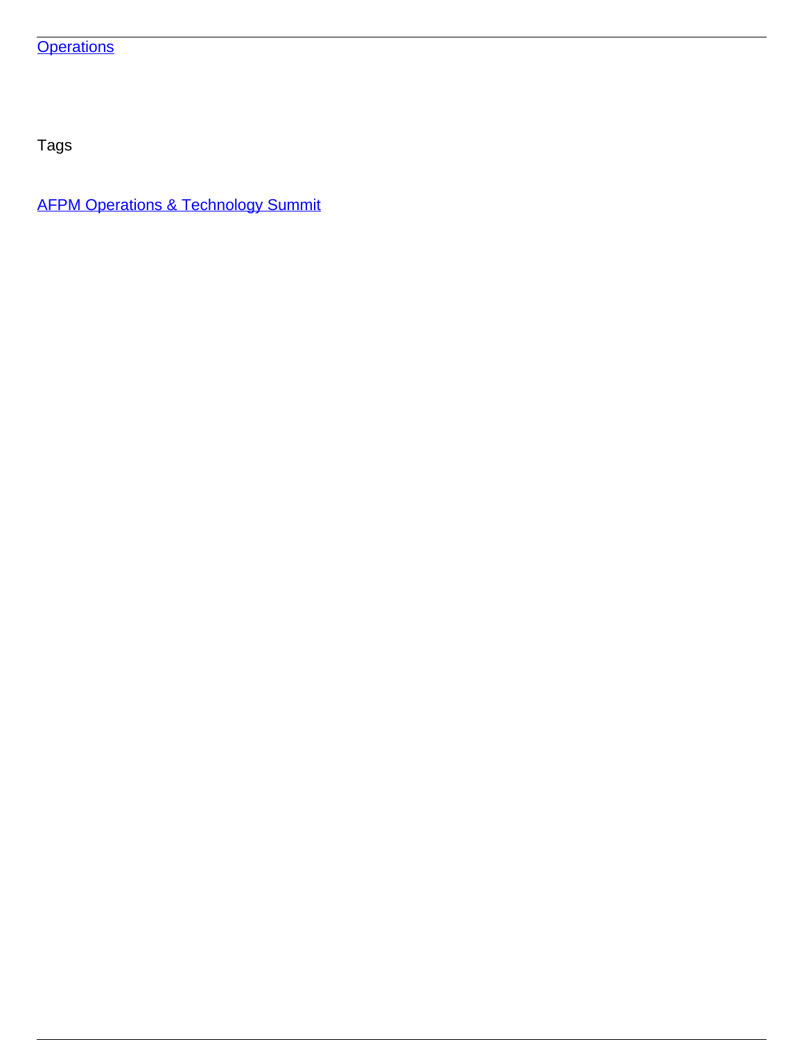[Operations]

Tags

[AFPM Operations & Technology Summit]